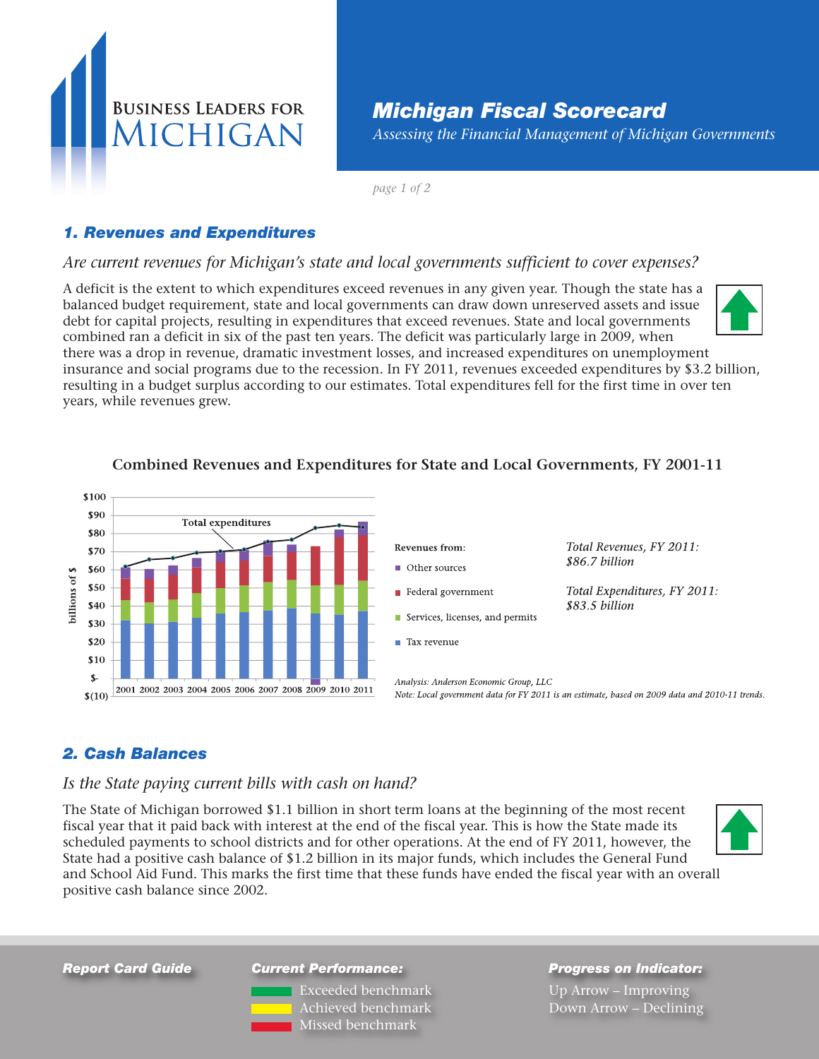Business Leaders for Michigan

# Michigan Fiscal Scorecard

*Assessing the Financial Management of Michigan Governments*

## 1. Revenues and Expenditures

*Are current revenues for Michigan's state and local governments sufficient to cover expenses?*

A deficit is the extent to which expenditures exceed revenues in any given year. Though the state has a balanced budget requirement, state and local governments can draw down unreserved assets and issue debt for capital projects, resulting in expenditures that exceed revenues. State and local governments combined ran a deficit in six of the past ten years. The deficit was particularly large in 2009, when there was a drop in revenue, dramatic investment losses, and increased expenditures on unemployment insurance and social programs due to the recession. In FY 2011, revenues exceeded expenditures by $3.2 billion, resulting in a budget surplus according to our estimates. Total expenditures fell for the first time in over ten years, while revenues grew.

**Combined Revenues and Expenditures for State and Local Governments, FY 2001-11**

Revenues from:
- Other sources
- Federal government
- Services, licenses, and permits
- Tax revenue

*Total Revenues, FY 2011: $86.7 billion*

*Total Expenditures, FY 2011: $83.5 billion*

*Analysis: Anderson Economic Group, LLC*

*Note: Local government data for FY 2011 is an estimate, based on 2009 data and 2010-11 trends.*

## 2. Cash Balances

*Is the State paying current bills with cash on hand?*

The State of Michigan borrowed $1.1 billion in short term loans at the beginning of the most recent fiscal year that it paid back with interest at the end of the fiscal year. This is how the State made its scheduled payments to school districts and for other operations. At the end of FY 2011, however, the State had a positive cash balance of $1.2 billion in its major funds, which includes the General Fund and School Aid Fund. This marks the first time that these funds have ended the fiscal year with an overall positive cash balance since 2002.

**Report Card Guide**

**Current Performance:**
- Exceeded benchmark
- Achieved benchmark
- Missed benchmark

**Progress on Indicator:**
- Up Arrow – Improving
- Down Arrow – Declining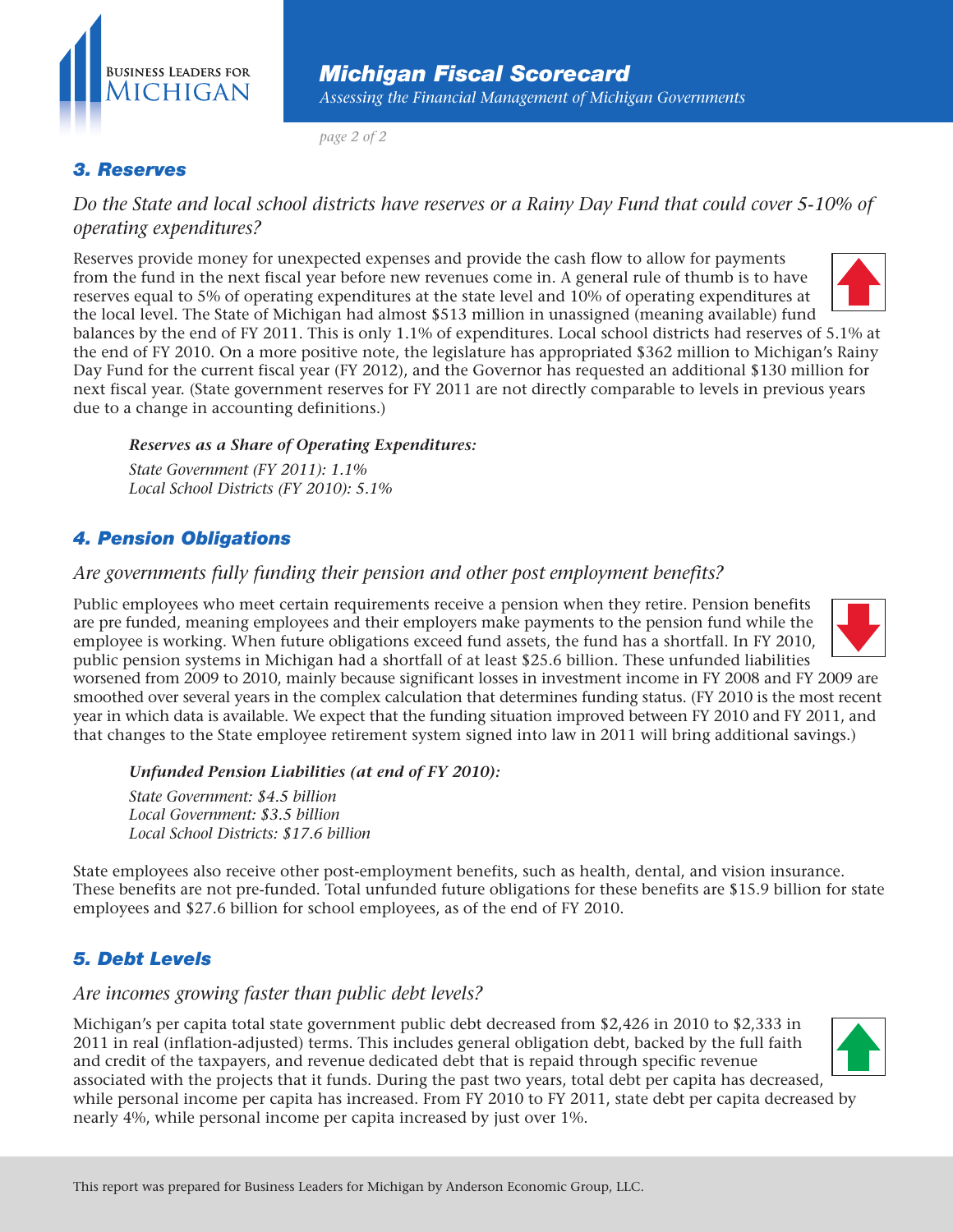### 3. Reserves

*Do the State and local school districts have reserves or a Rainy Day Fund that could cover 5-10% of operating expenditures?*

Reserves provide money for unexpected expenses and provide the cash flow to allow for payments from the fund in the next fiscal year before new revenues come in. A general rule of thumb is to have reserves equal to 5% of operating expenditures at the state level and 10% of operating expenditures at the local level. The State of Michigan had almost $513 million in unassigned (meaning available) fund balances by the end of FY 2011. This is only 1.1% of expenditures. Local school districts had reserves of 5.1% at the end of FY 2010. On a more positive note, the legislature has appropriated $362 million to Michigan's Rainy Day Fund for the current fiscal year (FY 2012), and the Governor has requested an additional $130 million for next fiscal year. (State government reserves for FY 2011 are not directly comparable to levels in previous years due to a change in accounting definitions.)

***Reserves as a Share of Operating Expenditures:***

*State Government (FY 2011): 1.1%*
*Local School Districts (FY 2010): 5.1%*

### 4. Pension Obligations

*Are governments fully funding their pension and other post employment benefits?*

Public employees who meet certain requirements receive a pension when they retire. Pension benefits are pre funded, meaning employees and their employers make payments to the pension fund while the employee is working. When future obligations exceed fund assets, the fund has a shortfall. In FY 2010, public pension systems in Michigan had a shortfall of at least $25.6 billion. These unfunded liabilities worsened from 2009 to 2010, mainly because significant losses in investment income in FY 2008 and FY 2009 are smoothed over several years in the complex calculation that determines funding status. (FY 2010 is the most recent year in which data is available. We expect that the funding situation improved between FY 2010 and FY 2011, and that changes to the State employee retirement system signed into law in 2011 will bring additional savings.)

***Unfunded Pension Liabilities (at end of FY 2010):***

*State Government: $4.5 billion*
*Local Government: $3.5 billion*
*Local School Districts: $17.6 billion*

State employees also receive other post-employment benefits, such as health, dental, and vision insurance. These benefits are not pre-funded. Total unfunded future obligations for these benefits are $15.9 billion for state employees and $27.6 billion for school employees, as of the end of FY 2010.

### 5. Debt Levels

*Are incomes growing faster than public debt levels?*

Michigan's per capita total state government public debt decreased from $2,426 in 2010 to $2,333 in 2011 in real (inflation-adjusted) terms. This includes general obligation debt, backed by the full faith and credit of the taxpayers, and revenue dedicated debt that is repaid through specific revenue associated with the projects that it funds. During the past two years, total debt per capita has decreased, while personal income per capita has increased. From FY 2010 to FY 2011, state debt per capita decreased by nearly 4%, while personal income per capita increased by just over 1%.

This report was prepared for Business Leaders for Michigan by Anderson Economic Group, LLC.